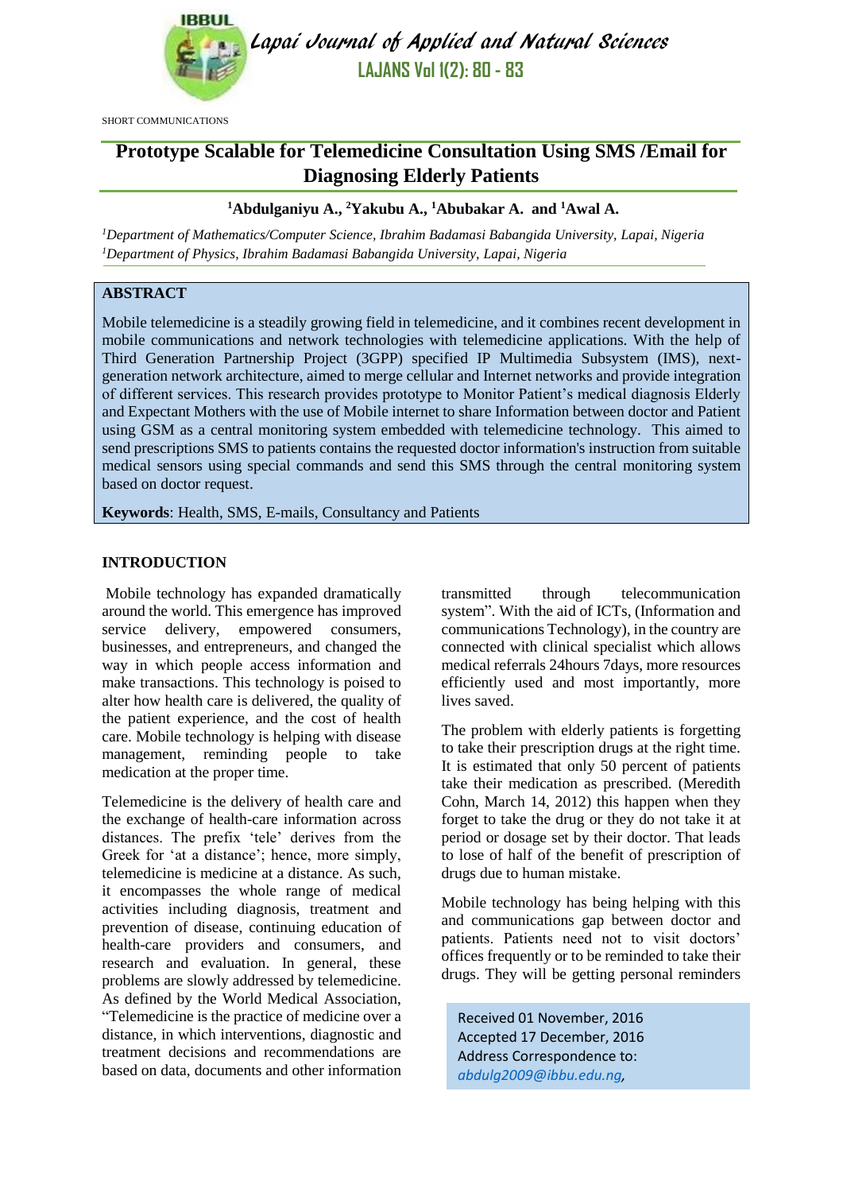SHORT COMMUNICATIONS

# Prototype Scalable for Telemedicine Consultation Using SMS /Email for Diagnosing Elderly Patients

**[1]Abdulganiyu A., [2]Yakubu A., [1]Abubakar A. and [1]Awal A.**

*[1]Department of Mathematics/Computer Science, Ibrahim Badamasi Babangida University, Lapai, Nigeria*
*[1]Department of Physics, Ibrahim Badamasi Babangida University, Lapai, Nigeria*

## ABSTRACT

Mobile telemedicine is a steadily growing field in telemedicine, and it combines recent development in mobile communications and network technologies with telemedicine applications. With the help of Third Generation Partnership Project (3GPP) specified IP Multimedia Subsystem (IMS), next-generation network architecture, aimed to merge cellular and Internet networks and provide integration of different services. This research provides prototype to Monitor Patient's medical diagnosis Elderly and Expectant Mothers with the use of Mobile internet to share Information between doctor and Patient using GSM as a central monitoring system embedded with telemedicine technology. This aimed to send prescriptions SMS to patients contains the requested doctor information's instruction from suitable medical sensors using special commands and send this SMS through the central monitoring system based on doctor request.

**Keywords**: Health, SMS, E-mails, Consultancy and Patients

## INTRODUCTION

Mobile technology has expanded dramatically around the world. This emergence has improved service delivery, empowered consumers, businesses, and entrepreneurs, and changed the way in which people access information and make transactions. This technology is poised to alter how health care is delivered, the quality of the patient experience, and the cost of health care. Mobile technology is helping with disease management, reminding people to take medication at the proper time.

Telemedicine is the delivery of health care and the exchange of health-care information across distances. The prefix 'tele' derives from the Greek for 'at a distance'; hence, more simply, telemedicine is medicine at a distance. As such, it encompasses the whole range of medical activities including diagnosis, treatment and prevention of disease, continuing education of health-care providers and consumers, and research and evaluation. In general, these problems are slowly addressed by telemedicine. As defined by the World Medical Association, "Telemedicine is the practice of medicine over a distance, in which interventions, diagnostic and treatment decisions and recommendations are based on data, documents and other information transmitted through telecommunication system". With the aid of ICTs, (Information and communications Technology), in the country are connected with clinical specialist which allows medical referrals 24hours 7days, more resources efficiently used and most importantly, more lives saved.

The problem with elderly patients is forgetting to take their prescription drugs at the right time. It is estimated that only 50 percent of patients take their medication as prescribed. (Meredith Cohn, March 14, 2012) this happen when they forget to take the drug or they do not take it at period or dosage set by their doctor. That leads to lose of half of the benefit of prescription of drugs due to human mistake.

Mobile technology has being helping with this and communications gap between doctor and patients. Patients need not to visit doctors' offices frequently or to be reminded to take their drugs. They will be getting personal reminders

Received 01 November, 2016
Accepted 17 December, 2016
Address Correspondence to:
*abdulg2009@ibbu.edu.ng*,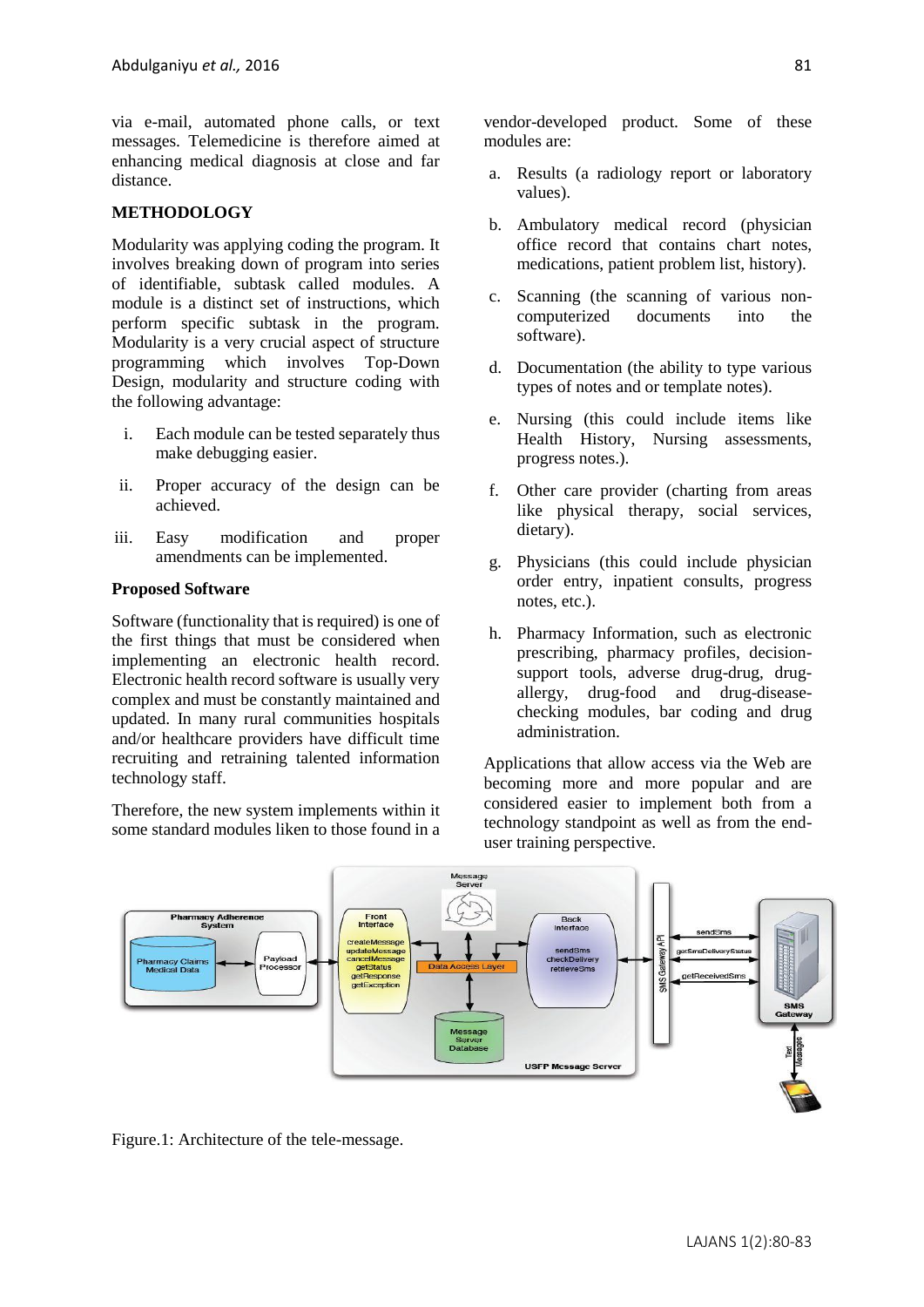via e-mail, automated phone calls, or text messages. Telemedicine is therefore aimed at enhancing medical diagnosis at close and far distance.

## METHODOLOGY

Modularity was applying coding the program. It involves breaking down of program into series of identifiable, subtask called modules. A module is a distinct set of instructions, which perform specific subtask in the program. Modularity is a very crucial aspect of structure programming which involves Top-Down Design, modularity and structure coding with the following advantage:

i. Each module can be tested separately thus make debugging easier.
ii. Proper accuracy of the design can be achieved.
iii. Easy modification and proper amendments can be implemented.

### Proposed Software

Software (functionality that is required) is one of the first things that must be considered when implementing an electronic health record. Electronic health record software is usually very complex and must be constantly maintained and updated. In many rural communities hospitals and/or healthcare providers have difficult time recruiting and retraining talented information technology staff.

Therefore, the new system implements within it some standard modules liken to those found in a vendor-developed product. Some of these modules are:

a. Results (a radiology report or laboratory values).
b. Ambulatory medical record (physician office record that contains chart notes, medications, patient problem list, history).
c. Scanning (the scanning of various non-computerized documents into the software).
d. Documentation (the ability to type various types of notes and or template notes).
e. Nursing (this could include items like Health History, Nursing assessments, progress notes.).
f. Other care provider (charting from areas like physical therapy, social services, dietary).
g. Physicians (this could include physician order entry, inpatient consults, progress notes, etc.).
h. Pharmacy Information, such as electronic prescribing, pharmacy profiles, decision-support tools, adverse drug-drug, drug-allergy, drug-food and drug-disease-checking modules, bar coding and drug administration.

Applications that allow access via the Web are becoming more and more popular and are considered easier to implement both from a technology standpoint as well as from the end-user training perspective.

Figure.1: Architecture of the tele-message.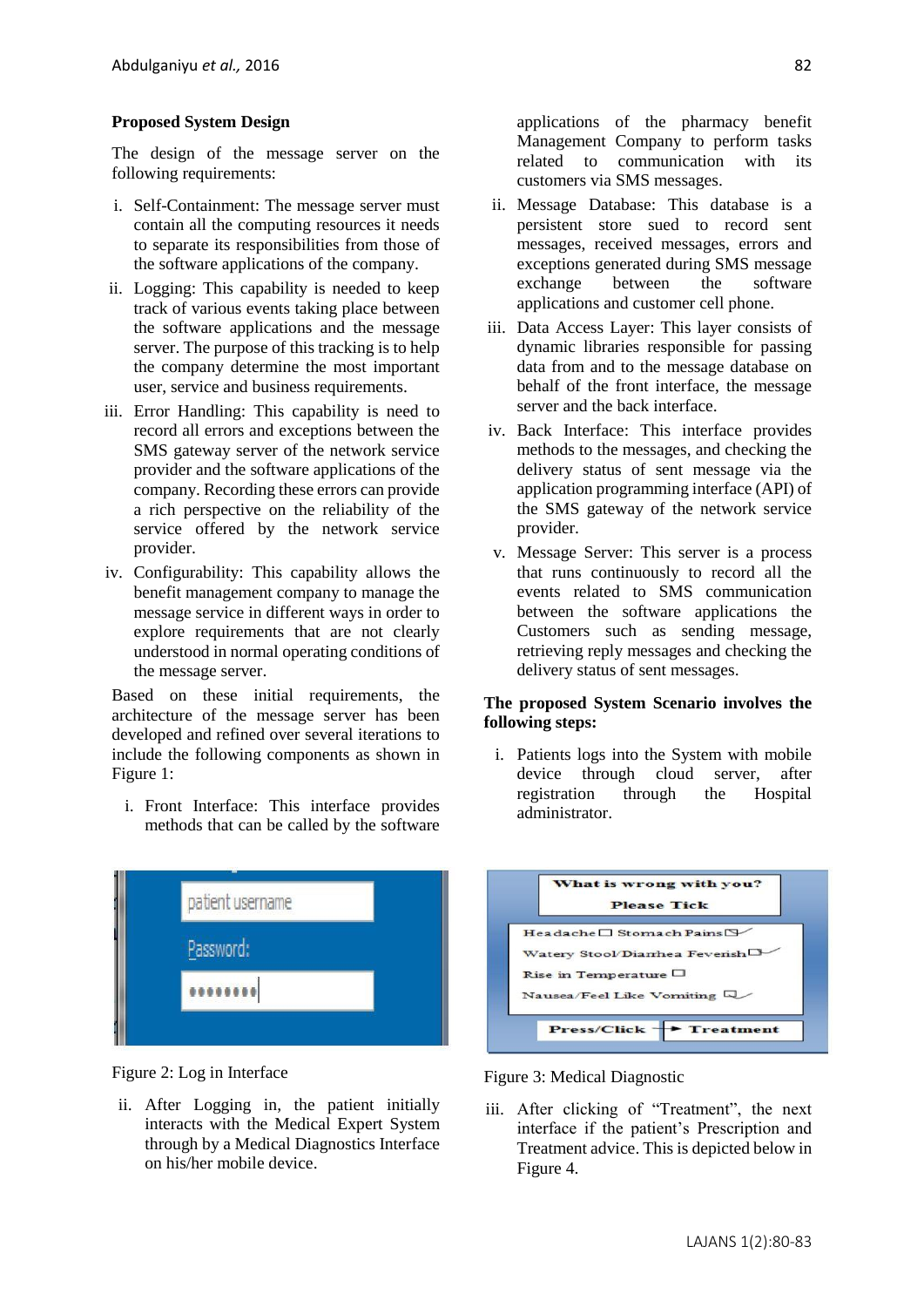**Proposed System Design**

The design of the message server on the following requirements:

i. Self-Containment: The message server must contain all the computing resources it needs to separate its responsibilities from those of the software applications of the company.
ii. Logging: This capability is needed to keep track of various events taking place between the software applications and the message server. The purpose of this tracking is to help the company determine the most important user, service and business requirements.
iii. Error Handling: This capability is need to record all errors and exceptions between the SMS gateway server of the network service provider and the software applications of the company. Recording these errors can provide a rich perspective on the reliability of the service offered by the network service provider.
iv. Configurability: This capability allows the benefit management company to manage the message service in different ways in order to explore requirements that are not clearly understood in normal operating conditions of the message server.

Based on these initial requirements, the architecture of the message server has been developed and refined over several iterations to include the following components as shown in Figure 1:

i. Front Interface: This interface provides methods that can be called by the software applications of the pharmacy benefit Management Company to perform tasks related to communication with its customers via SMS messages.
ii. Message Database: This database is a persistent store sued to record sent messages, received messages, errors and exceptions generated during SMS message exchange between the software applications and customer cell phone.
iii. Data Access Layer: This layer consists of dynamic libraries responsible for passing data from and to the message database on behalf of the front interface, the message server and the back interface.
iv. Back Interface: This interface provides methods to the messages, and checking the delivery status of sent message via the application programming interface (API) of the SMS gateway of the network service provider.
v. Message Server: This server is a process that runs continuously to record all the events related to SMS communication between the software applications the Customers such as sending message, retrieving reply messages and checking the delivery status of sent messages.

**The proposed System Scenario involves the following steps:**

i. Patients logs into the System with mobile device through cloud server, after registration through the Hospital administrator.

Figure 2: Log in Interface

ii. After Logging in, the patient initially interacts with the Medical Expert System through by a Medical Diagnostics Interface on his/her mobile device.

Figure 3: Medical Diagnostic

iii. After clicking of "Treatment", the next interface if the patient's Prescription and Treatment advice. This is depicted below in Figure 4.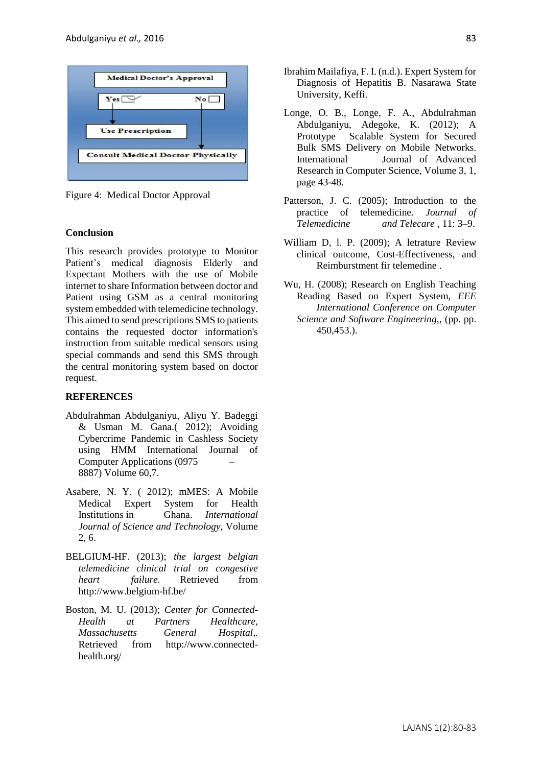Medical Doctor's Approval

Yes

No

Use Prescription

Consult Medical Doctor Physically

Figure 4: Medical Doctor Approval

## Conclusion

This research provides prototype to Monitor Patient's medical diagnosis Elderly and Expectant Mothers with the use of Mobile internet to share Information between doctor and Patient using GSM as a central monitoring system embedded with telemedicine technology. This aimed to send prescriptions SMS to patients contains the requested doctor information's instruction from suitable medical sensors using special commands and send this SMS through the central monitoring system based on doctor request.

## REFERENCES

Abdulrahman Abdulganiyu, Aliyu Y. Badeggi & Usman M. Gana.( 2012); Avoiding Cybercrime Pandemic in Cashless Society using HMM International Journal of Computer Applications (0975 – 8887) Volume 60,7.

Asabere, N. Y. ( 2012); mMES: A Mobile Medical Expert System for Health Institutions in Ghana. *International Journal of Science and Technology*, Volume 2, 6.

BELGIUM-HF. (2013); *the largest belgian telemedicine clinical trial on congestive heart failure.* Retrieved from http://www.belgium-hf.be/

Boston, M. U. (2013); *Center for Connected-Health at Partners Healthcare, Massachusetts General Hospital,.* Retrieved from http://www.connected-health.org/

Ibrahim Mailafiya, F. I. (n.d.). Expert System for Diagnosis of Hepatitis B. Nasarawa State University, Keffi.

Longe, O. B., Longe, F. A., Abdulrahman Abdulganiyu, Adegoke, K. (2012); A Prototype Scalable System for Secured Bulk SMS Delivery on Mobile Networks. International Journal of Advanced Research in Computer Science, Volume 3, 1, page 43-48.

Patterson, J. C. (2005); Introduction to the practice of telemedicine. *Journal of Telemedicine and Telecare* , 11: 3–9.

William D, l. P. (2009); A letrature Review clinical outcome, Cost-Effectiveness, and Reimburstment fir telemedine .

Wu, H. (2008); Research on English Teaching Reading Based on Expert System, *EEE International Conference on Computer Science and Software Engineering*,, (pp. pp. 450,453.).